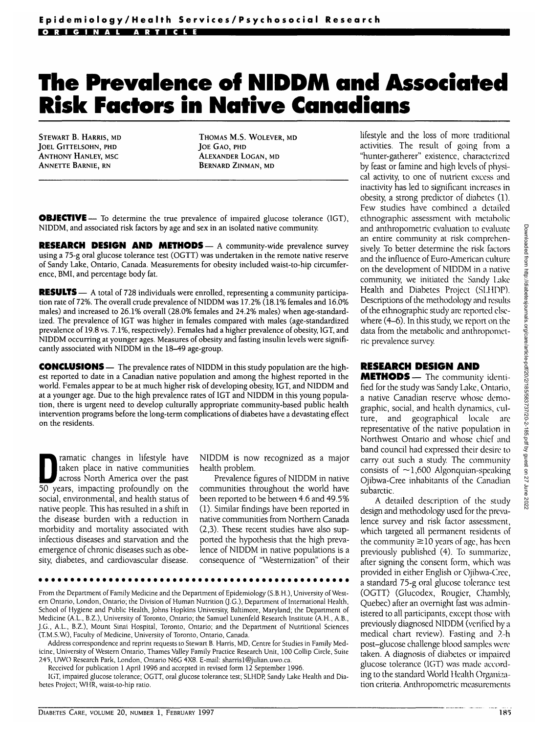# The Prevalence of NIDDM and Associated Risk Factors in Native Canadians

STEWART B. HARRIS, MD
JOEL GITTELSOHN, PHD
ANTHONY HANLEY, MSC
ANNETTE BARNIE, RN
THOMAS M.S. WOLEVER, MD
JOE GAO, PHD
ALEXANDER LOGAN, MD
BERNARD ZINMAN, MD

**OBJECTIVE** — To determine the true prevalence of impaired glucose tolerance (IGT), NIDDM, and associated risk factors by age and sex in an isolated native community.

**RESEARCH DESIGN AND METHODS** — A community-wide prevalence survey using a 75-g oral glucose tolerance test (OGTT) was undertaken in the remote native reserve of Sandy Lake, Ontario, Canada. Measurements for obesity included waist-to-hip circumference, BMI, and percentage body fat.

**RESULTS** — A total of 728 individuals were enrolled, representing a community participation rate of 72%. The overall crude prevalence of NIDDM was 17.2% (18.1% females and 16.0% males) and increased to 26.1% overall (28.0% females and 24.2% males) when age-standardized. The prevalence of IGT was higher in females compared with males (age-standardized prevalence of 19.8 vs. 7.1%, respectively). Females had a higher prevalence of obesity, IGT, and NIDDM occurring at younger ages. Measures of obesity and fasting insulin levels were significantly associated with NIDDM in the 18–49 age-group.

**CONCLUSIONS** — The prevalence rates of NIDDM in this study population are the highest reported to date in a Canadian native population and among the highest reported in the world. Females appear to be at much higher risk of developing obesity, IGT, and NIDDM and at a younger age. Due to the high prevalence rates of IGT and NIDDM in this young population, there is urgent need to develop culturally appropriate community-based public health intervention programs before the long-term complications of diabetes have a devastating effect on the residents.

Dramatic changes in lifestyle have taken place in native communities across North America over the past 50 years, impacting profoundly on the social, environmental, and health status of native people. This has resulted in a shift in the disease burden with a reduction in morbidity and mortality associated with infectious diseases and starvation and the emergence of chronic diseases such as obesity, diabetes, and cardiovascular disease. NIDDM is now recognized as a major health problem.

Prevalence figures of NIDDM in native communities throughout the world have been reported to be between 4.6 and 49.5% (1). Similar findings have been reported in native communities from Northern Canada (2,3). These recent studies have also supported the hypothesis that the high prevalence of NIDDM in native populations is a consequence of "Westernization" of their lifestyle and the loss of more traditional activities. The result of going from a "hunter-gatherer" existence, characterized by feast or famine and high levels of physical activity, to one of nutrient excess and inactivity has led to significant increases in obesity, a strong predictor of diabetes (1). Few studies have combined a detailed ethnographic assessment with metabolic and anthropometric evaluation to evaluate an entire community at risk comprehensively. To better determine the risk factors and the influence of Euro-American culture on the development of NIDDM in a native community, we initiated the Sandy Lake Health and Diabetes Project (SLHDP). Descriptions of the methodology and results of the ethnographic study are reported elsewhere (4–6). In this study, we report on the data from the metabolic and anthropometric prevalence survey.

## RESEARCH DESIGN AND METHODS

The community identified for the study was Sandy Lake, Ontario, a native Canadian reserve whose demographic, social, and health dynamics, culture, and geographical locale are representative of the native population in Northwest Ontario and whose chief and band council had expressed their desire to carry out such a study. The community consists of ~1,600 Algonquian-speaking Ojibwa-Cree inhabitants of the Canadian subarctic.

A detailed description of the study design and methodology used for the prevalence survey and risk factor assessment, which targeted all permanent residents of the community ≥10 years of age, has been previously published (4). To summarize, after signing the consent form, which was provided in either English or Ojibwa-Cree, a standard 75-g oral glucose tolerance test (OGTT) (Glucodex, Rougier, Chambly, Quebec) after an overnight fast was administered to all participants, except those with previously diagnosed NIDDM (verified by a medical chart review). Fasting and 2-h post–glucose challenge blood samples were taken. A diagnosis of diabetes or impaired glucose tolerance (IGT) was made according to the standard World Health Organization criteria. Anthropometric measurements

---

From the Department of Family Medicine and the Department of Epidemiology (S.B.H.), University of Western Ontario, London, Ontario; the Division of Human Nutrition (J.G.), Department of International Health, School of Hygiene and Public Health, Johns Hopkins University, Baltimore, Maryland; the Department of Medicine (A.L., B.Z.), University of Toronto, Ontario; the Samuel Lunenfeld Research Institute (A.H., A.B., J.G., A.L., B.Z.), Mount Sinai Hospital, Toronto, Ontario; and the Department of Nutritional Sciences (T.M.S.W.), Faculty of Medicine, University of Toronto, Ontario, Canada.

Address correspondence and reprint requests to Stewart B. Harris, MD, Centre for Studies in Family Medicine, University of Western Ontario, Thames Valley Family Practice Research Unit, 100 Collip Circle, Suite 245, UWO Research Park, London, Ontario N6G 4X8. E-mail: sharris1@julian.uwo.ca.

Received for publication 1 April 1996 and accepted in revised form 12 September 1996.

IGT, impaired glucose tolerance; OGTT, oral glucose tolerance test; SLHDP, Sandy Lake Health and Diabetes Project; WHR, waist-to-hip ratio.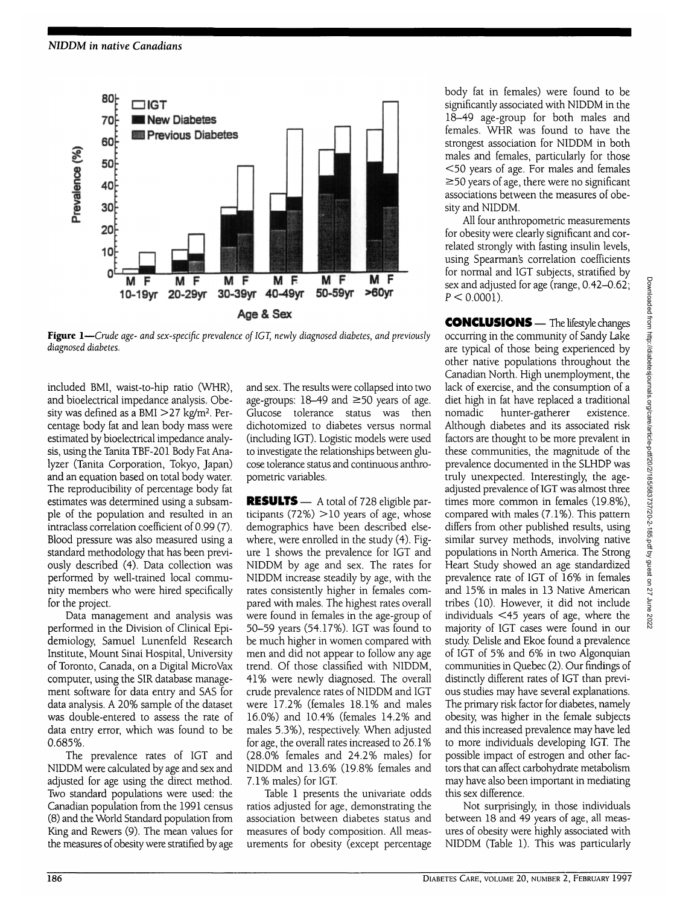**Figure 1**—*Crude age- and sex-specific prevalence of IGT, newly diagnosed diabetes, and previously diagnosed diabetes.*

included BMI, waist-to-hip ratio (WHR), and bioelectrical impedance analysis. Obesity was defined as a BMI >27 kg/m². Percentage body fat and lean body mass were estimated by bioelectrical impedance analysis, using the Tanita TBF-201 Body Fat Analyzer (Tanita Corporation, Tokyo, Japan) and an equation based on total body water. The reproducibility of percentage body fat estimates was determined using a subsample of the population and resulted in an intraclass correlation coefficient of 0.99 (7). Blood pressure was also measured using a standard methodology that has been previously described (4). Data collection was performed by well-trained local community members who were hired specifically for the project.

Data management and analysis was performed in the Division of Clinical Epidemiology, Samuel Lunenfeld Research Institute, Mount Sinai Hospital, University of Toronto, Canada, on a Digital MicroVax computer, using the SIR database management software for data entry and SAS for data analysis. A 20% sample of the dataset was double-entered to assess the rate of data entry error, which was found to be 0.685%.

The prevalence rates of IGT and NIDDM were calculated by age and sex and adjusted for age using the direct method. Two standard populations were used: the Canadian population from the 1991 census (8) and the World Standard population from King and Rewers (9). The mean values for the measures of obesity were stratified by age and sex. The results were collapsed into two age-groups: 18–49 and ≥50 years of age. Glucose tolerance status was then dichotomized to diabetes versus normal (including IGT). Logistic models were used to investigate the relationships between glucose tolerance status and continuous anthropometric variables.

## RESULTS

A total of 728 eligible participants (72%) >10 years of age, whose demographics have been described elsewhere, were enrolled in the study (4). Figure 1 shows the prevalence for IGT and NIDDM by age and sex. The rates for NIDDM increase steadily by age, with the rates consistently higher in females compared with males. The highest rates overall were found in females in the age-group of 50–59 years (54.17%). IGT was found to be much higher in women compared with men and did not appear to follow any age trend. Of those classified with NIDDM, 41% were newly diagnosed. The overall crude prevalence rates of NIDDM and IGT were 17.2% (females 18.1% and males 16.0%) and 10.4% (females 14.2% and males 5.3%), respectively. When adjusted for age, the overall rates increased to 26.1% (28.0% females and 24.2% males) for NIDDM and 13.6% (19.8% females and 7.1% males) for IGT.

Table 1 presents the univariate odds ratios adjusted for age, demonstrating the association between diabetes status and measures of body composition. All measurements for obesity (except percentage body fat in females) were found to be significantly associated with NIDDM in the 18–49 age-group for both males and females. WHR was found to have the strongest association for NIDDM in both males and females, particularly for those <50 years of age. For males and females ≥50 years of age, there were no significant associations between the measures of obesity and NIDDM.

All four anthropometric measurements for obesity were clearly significant and correlated strongly with fasting insulin levels, using Spearman's correlation coefficients for normal and IGT subjects, stratified by sex and adjusted for age (range, 0.42–0.62; $P < 0.0001$).

## CONCLUSIONS

The lifestyle changes occurring in the community of Sandy Lake are typical of those being experienced by other native populations throughout the Canadian North. High unemployment, the lack of exercise, and the consumption of a diet high in fat have replaced a traditional nomadic hunter-gatherer existence. Although diabetes and its associated risk factors are thought to be more prevalent in these communities, the magnitude of the prevalence documented in the SLHDP was truly unexpected. Interestingly, the age-adjusted prevalence of IGT was almost three times more common in females (19.8%), compared with males (7.1%). This pattern differs from other published results, using similar survey methods, involving native populations in North America. The Strong Heart Study showed an age standardized prevalence rate of IGT of 16% in females and 15% in males in 13 Native American tribes (10). However, it did not include individuals <45 years of age, where the majority of IGT cases were found in our study. Delisle and Ekoe found a prevalence of IGT of 5% and 6% in two Algonquian communities in Quebec (2). Our findings of distinctly different rates of IGT than previous studies may have several explanations. The primary risk factor for diabetes, namely obesity, was higher in the female subjects and this increased prevalence may have led to more individuals developing IGT. The possible impact of estrogen and other factors that can affect carbohydrate metabolism may have also been important in mediating this sex difference.

Not surprisingly, in those individuals between 18 and 49 years of age, all measures of obesity were highly associated with NIDDM (Table 1). This was particularly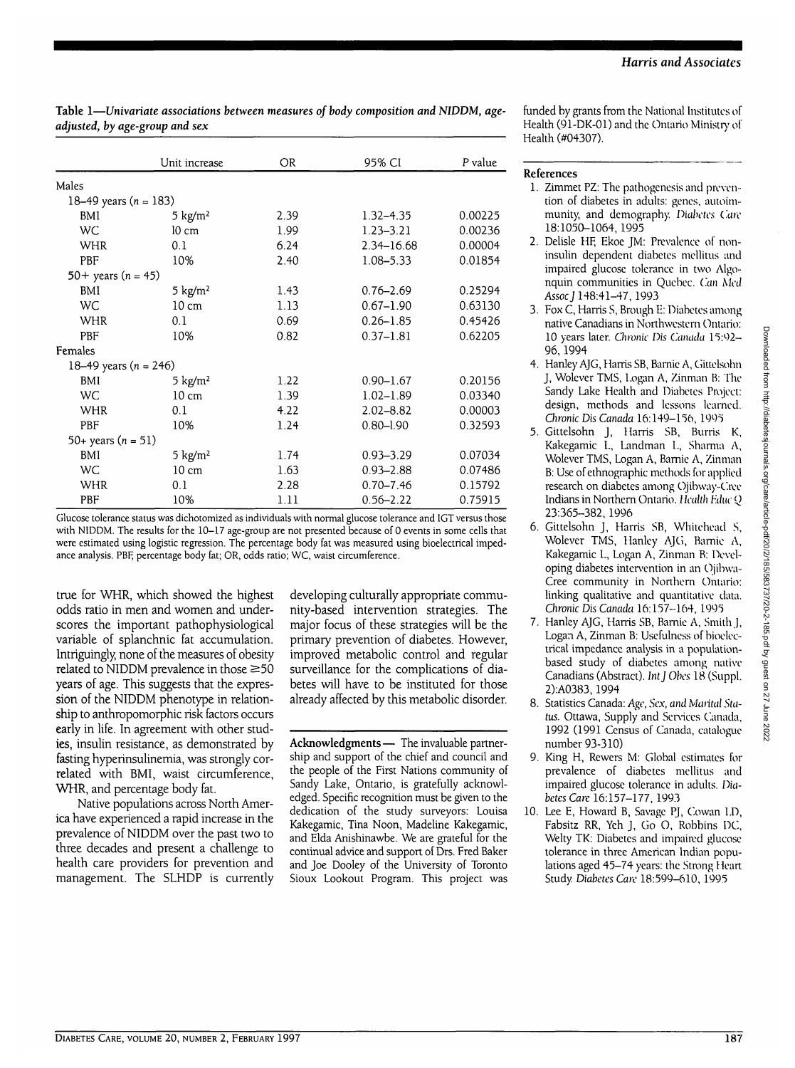**Table 1—*Univariate associations between measures of body composition and NIDDM, age-adjusted, by age-group and sex***

| | Unit increase | OR | 95% CI | *P* value |
|---|---|---|---|---|
| Males | | | | |
| 18–49 years (*n* = 183) | | | | |
| BMI | 5 kg/m² | 2.39 | 1.32–4.35 | 0.00225 |
| WC | 10 cm | 1.99 | 1.23–3.21 | 0.00236 |
| WHR | 0.1 | 6.24 | 2.34–16.68 | 0.00004 |
| PBF | 10% | 2.40 | 1.08–5.33 | 0.01854 |
| 50+ years (*n* = 45) | | | | |
| BMI | 5 kg/m² | 1.43 | 0.76–2.69 | 0.25294 |
| WC | 10 cm | 1.13 | 0.67–1.90 | 0.63130 |
| WHR | 0.1 | 0.69 | 0.26–1.85 | 0.45426 |
| PBF | 10% | 0.82 | 0.37–1.81 | 0.62205 |
| Females | | | | |
| 18–49 years (*n* = 246) | | | | |
| BMI | 5 kg/m² | 1.22 | 0.90–1.67 | 0.20156 |
| WC | 10 cm | 1.39 | 1.02–1.89 | 0.03340 |
| WHR | 0.1 | 4.22 | 2.02–8.82 | 0.00003 |
| PBF | 10% | 1.24 | 0.80–1.90 | 0.32593 |
| 50+ years (*n* = 51) | | | | |
| BMI | 5 kg/m² | 1.74 | 0.93–3.29 | 0.07034 |
| WC | 10 cm | 1.63 | 0.93–2.88 | 0.07486 |
| WHR | 0.1 | 2.28 | 0.70–7.46 | 0.15792 |
| PBF | 10% | 1.11 | 0.56–2.22 | 0.75915 |

Glucose tolerance status was dichotomized as individuals with normal glucose tolerance and IGT versus those with NIDDM. The results for the 10–17 age-group are not presented because of 0 events in some cells that were estimated using logistic regression. The percentage body fat was measured using bioelectrical impedance analysis. PBF, percentage body fat; OR, odds ratio; WC, waist circumference.

true for WHR, which showed the highest odds ratio in men and women and underscores the important pathophysiological variable of splanchnic fat accumulation. Intriguingly, none of the measures of obesity related to NIDDM prevalence in those ≥50 years of age. This suggests that the expression of the NIDDM phenotype in relationship to anthropomorphic risk factors occurs early in life. In agreement with other studies, insulin resistance, as demonstrated by fasting hyperinsulinemia, was strongly correlated with BMI, waist circumference, WHR, and percentage body fat.

Native populations across North America have experienced a rapid increase in the prevalence of NIDDM over the past two to three decades and present a challenge to health care providers for prevention and management. The SLHDP is currently developing culturally appropriate community-based intervention strategies. The major focus of these strategies will be the primary prevention of diabetes. However, improved metabolic control and regular surveillance for the complications of diabetes will have to be instituted for those already affected by this metabolic disorder.

**Acknowledgments**— The invaluable partnership and support of the chief and council and the people of the First Nations community of Sandy Lake, Ontario, is gratefully acknowledged. Specific recognition must be given to the dedication of the study surveyors: Louisa Kakegamic, Tina Noon, Madeline Kakegamic, and Elda Anishinawbe. We are grateful for the continual advice and support of Drs. Fred Baker and Joe Dooley of the University of Toronto Sioux Lookout Program. This project was funded by grants from the National Institutes of Health (91-DK-01) and the Ontario Ministry of Health (#04307).

## References

1. Zimmet PZ: The pathogenesis and prevention of diabetes in adults: genes, autoimmunity, and demography. *Diabetes Care* 18:1050–1064, 1995
2. Delisle HF, Ekoe JM: Prevalence of non-insulin dependent diabetes mellitus and impaired glucose tolerance in two Algonquin communities in Quebec. *Can Med Assoc J* 148:41–47, 1993
3. Fox C, Harris S, Brough E: Diabetes among native Canadians in Northwestern Ontario: 10 years later. *Chronic Dis Canada* 15:92–96, 1994
4. Hanley AJG, Harris SB, Barnie A, Gittelsohn J, Wolever TMS, Logan A, Zinman B: The Sandy Lake Health and Diabetes Project: design, methods and lessons learned. *Chronic Dis Canada* 16:149–156, 1995
5. Gittelsohn J, Harris SB, Burris K, Kakegamic L, Landman L, Sharma A, Wolever TMS, Logan A, Barnie A, Zinman B: Use of ethnographic methods for applied research on diabetes among Ojibway-Cree Indians in Northern Ontario. *Health Educ Q* 23:365–382, 1996
6. Gittelsohn J, Harris SB, Whitehead S, Wolever TMS, Hanley AJG, Barnie A, Kakegamic L, Logan A, Zinman B: Developing diabetes intervention in an Ojibwa-Cree community in Northern Ontario: linking qualitative and quantitative data. *Chronic Dis Canada* 16:157–164, 1995
7. Hanley AJG, Harris SB, Barnie A, Smith J, Logan A, Zinman B: Usefulness of bioelectrical impedance analysis in a population-based study of diabetes among native Canadians (Abstract). *Int J Obes* 18 (Suppl. 2):A0383, 1994
8. Statistics Canada: *Age, Sex, and Marital Status*. Ottawa, Supply and Services Canada, 1992 (1991 Census of Canada, catalogue number 93-310)
9. King H, Rewers M: Global estimates for prevalence of diabetes mellitus and impaired glucose tolerance in adults. *Diabetes Care* 16:157–177, 1993
10. Lee E, Howard B, Savage PJ, Cowan LD, Fabsitz RR, Yeh J, Go O, Robbins DC, Welty TK: Diabetes and impaired glucose tolerance in three American Indian populations aged 45–74 years: the Strong Heart Study. *Diabetes Care* 18:599–610, 1995